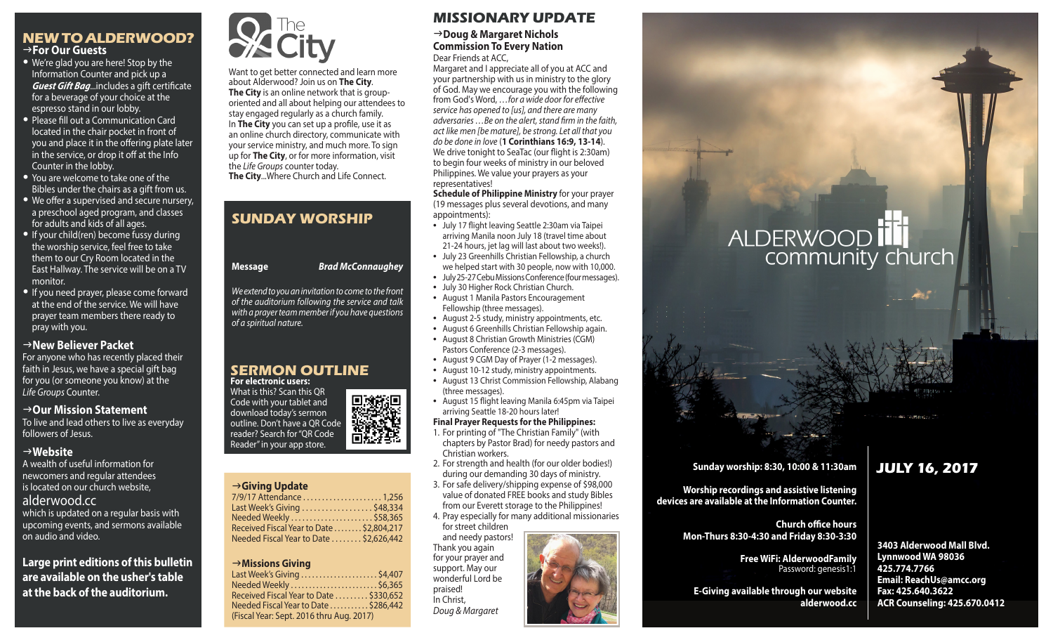## NEW TO ALDERWOOD?

### →For Our Guests

- We're glad you are here! Stop by the Information Counter and pick up a ***Guest Gift Bag***...includes a gift certificate for a beverage of your choice at the espresso stand in our lobby.
- Please fill out a Communication Card located in the chair pocket in front of you and place it in the offering plate later in the service, or drop it off at the Info Counter in the lobby.
- You are welcome to take one of the Bibles under the chairs as a gift from us.
- We offer a supervised and secure nursery, a preschool aged program, and classes for adults and kids of all ages.
- If your child(ren) become fussy during the worship service, feel free to take them to our Cry Room located in the East Hallway. The service will be on a TV monitor.
- If you need prayer, please come forward at the end of the service. We will have prayer team members there ready to pray with you.

### →New Believer Packet

For anyone who has recently placed their faith in Jesus, we have a special gift bag for you (or someone you know) at the *Life Groups* Counter.

### →Our Mission Statement

To live and lead others to live as everyday followers of Jesus.

### →Website

A wealth of useful information for newcomers and regular attendees is located on our church website,

alderwood.cc

which is updated on a regular basis with upcoming events, and sermons available on audio and video.

**Large print editions of this bulletin are available on the usher's table at the back of the auditorium.**

## The City

Want to get better connected and learn more about Alderwood? Join us on **The City**.

**The City** is an online network that is group-oriented and all about helping our attendees to stay engaged regularly as a church family.

In **The City** you can set up a profile, use it as an online church directory, communicate with your service ministry, and much more. To sign up for **The City**, or for more information, visit the *Life Groups* counter today.

**The City**...Where Church and Life Connect.

## SUNDAY WORSHIP

**Message** ***Brad McConnaughey***

*We extend to you an invitation to come to the front of the auditorium following the service and talk with a prayer team member if you have questions of a spiritual nature.*

## SERMON OUTLINE

**For electronic users:**
What is this? Scan this QR Code with your tablet and download today's sermon outline. Don't have a QR Code reader? Search for "QR Code Reader" in your app store.

### →Giving Update

| | |
|---|---|
| 7/9/17 Attendance | 1,256 |
| Last Week's Giving | $48,334 |
| Needed Weekly | $58,365 |
| Received Fiscal Year to Date | $2,804,217 |
| Needed Fiscal Year to Date | $2,626,442 |

### →Missions Giving

| | |
|---|---|
| Last Week's Giving | $4,407 |
| Needed Weekly | $6,365 |
| Received Fiscal Year to Date | $330,652 |
| Needed Fiscal Year to Date | $286,442 |

(Fiscal Year: Sept. 2016 thru Aug. 2017)

## MISSIONARY UPDATE

### →Doug & Margaret Nichols
**Commission To Every Nation**

Dear Friends at ACC,

Margaret and I appreciate all of you at ACC and your partnership with us in ministry to the glory of God. May we encourage you with the following from God's Word, *…for a wide door for effective service has opened to [us], and there are many adversaries …Be on the alert, stand firm in the faith, act like men [be mature], be strong. Let all that you do be done in love* (**1 Corinthians 16:9, 13-14**).

We drive tonight to SeaTac (our flight is 2:30am) to begin four weeks of ministry in our beloved Philippines. We value your prayers as your representatives!

**Schedule of Philippine Ministry** for your prayer (19 messages plus several devotions, and many appointments):

- July 17 flight leaving Seattle 2:30am via Taipei arriving Manila noon July 18 (travel time about 21-24 hours, jet lag will last about two weeks!).
- July 23 Greenhills Christian Fellowship, a church we helped start with 30 people, now with 10,000.
- July 25-27 Cebu Missions Conference (four messages).
- July 30 Higher Rock Christian Church.
- August 1 Manila Pastors Encouragement Fellowship (three messages).
- August 2-5 study, ministry appointments, etc.
- August 6 Greenhills Christian Fellowship again.
- August 8 Christian Growth Ministries (CGM) Pastors Conference (2-3 messages).
- August 9 CGM Day of Prayer (1-2 messages).
- August 10-12 study, ministry appointments.
- August 13 Christ Commission Fellowship, Alabang (three messages).
- August 15 flight leaving Manila 6:45pm via Taipei arriving Seattle 18-20 hours later!

**Final Prayer Requests for the Philippines:**

1. For printing of "The Christian Family" (with chapters by Pastor Brad) for needy pastors and Christian workers.
2. For strength and health (for our older bodies!) during our demanding 30 days of ministry.
3. For safe delivery/shipping expense of $98,000 value of donated FREE books and study Bibles from our Everett storage to the Philippines!
4. Pray especially for many additional missionaries for street children and needy pastors!

Thank you again for your prayer and support. May our wonderful Lord be praised!

In Christ,
*Doug & Margaret*

# ALDERWOOD community church

## JULY 16, 2017

**Sunday worship: 8:30, 10:00 & 11:30am**

**Worship recordings and assistive listening devices are available at the Information Counter.**

**Church office hours**
**Mon-Thurs 8:30-4:30 and Friday 8:30-3:30**

**Free WiFi: AlderwoodFamily**
Password: genesis1:1

**E-Giving available through our website alderwood.cc**

**3403 Alderwood Mall Blvd.**
**Lynnwood WA 98036**
**425.774.7766**
**Email: ReachUs@amcc.org**
**Fax: 425.640.3622**
**ACR Counseling: 425.670.0412**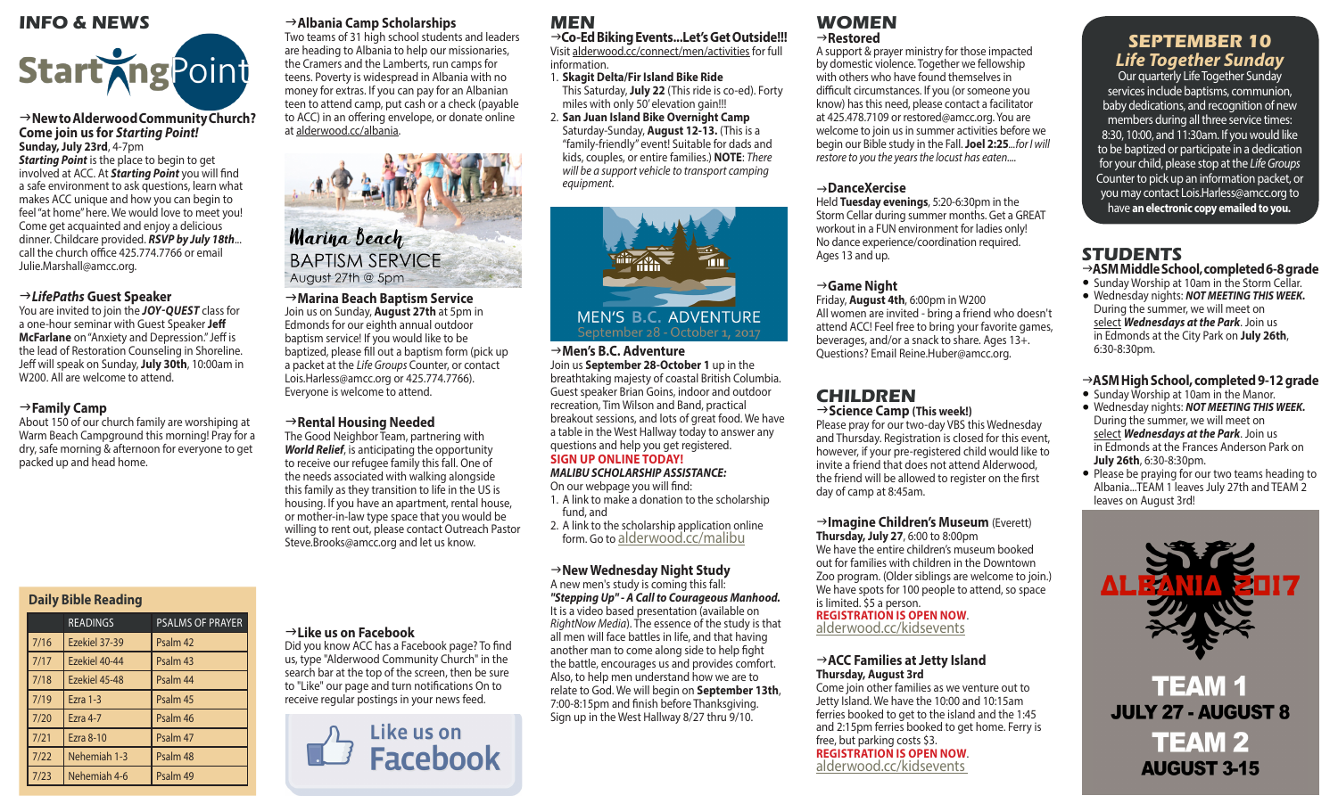# INFO & NEWS

StartingPoint

### →New to Alderwood Community Church? Come join us for *Starting Point!*

**Sunday, July 23rd**, 4-7pm

***Starting Point*** is the place to begin to get involved at ACC. At ***Starting Point*** you will find a safe environment to ask questions, learn what makes ACC unique and how you can begin to feel "at home" here. We would love to meet you! Come get acquainted and enjoy a delicious dinner. Childcare provided. ***RSVP by July 18th***... call the church office 425.774.7766 or email Julie.Marshall@amcc.org.

### →*LifePaths* Guest Speaker

You are invited to join the ***JOY-QUEST*** class for a one-hour seminar with Guest Speaker **Jeff McFarlane** on "Anxiety and Depression." Jeff is the lead of Restoration Counseling in Shoreline. Jeff will speak on Sunday, **July 30th**, 10:00am in W200. All are welcome to attend.

### →Family Camp

About 150 of our church family are worshiping at Warm Beach Campground this morning! Pray for a dry, safe morning & afternoon for everyone to get packed up and head home.

### Daily Bible Reading

| | READINGS | PSALMS OF PRAYER |
|---|---|---|
| 7/16 | Ezekiel 37-39 | Psalm 42 |
| 7/17 | Ezekiel 40-44 | Psalm 43 |
| 7/18 | Ezekiel 45-48 | Psalm 44 |
| 7/19 | Ezra 1-3 | Psalm 45 |
| 7/20 | Ezra 4-7 | Psalm 46 |
| 7/21 | Ezra 8-10 | Psalm 47 |
| 7/22 | Nehemiah 1-3 | Psalm 48 |
| 7/23 | Nehemiah 4-6 | Psalm 49 |

### →Albania Camp Scholarships

Two teams of 31 high school students and leaders are heading to Albania to help our missionaries, the Cramers and the Lamberts, run camps for teens. Poverty is widespread in Albania with no money for extras. If you can pay for an Albanian teen to attend camp, put cash or a check (payable to ACC) in an offering envelope, or donate online at alderwood.cc/albania.

Marina Beach
BAPTISM SERVICE
August 27th @ 5pm

### →Marina Beach Baptism Service

Join us on Sunday, **August 27th** at 5pm in Edmonds for our eighth annual outdoor baptism service! If you would like to be baptized, please fill out a baptism form (pick up a packet at the *Life Groups* Counter, or contact Lois.Harless@amcc.org or 425.774.7766). Everyone is welcome to attend.

### →Rental Housing Needed

The Good Neighbor Team, partnering with ***World Relief***, is anticipating the opportunity to receive our refugee family this fall. One of the needs associated with walking alongside this family as they transition to life in the US is housing. If you have an apartment, rental house, or mother-in-law type space that you would be willing to rent out, please contact Outreach Pastor Steve.Brooks@amcc.org and let us know.

### →Like us on Facebook

Did you know ACC has a Facebook page? To find us, type "Alderwood Community Church" in the search bar at the top of the screen, then be sure to "Like" our page and turn notifications On to receive regular postings in your news feed.

Like us on Facebook

# MEN

### →Co-Ed Biking Events...Let's Get Outside!!!

Visit alderwood.cc/connect/men/activities for full information.

1. **Skagit Delta/Fir Island Bike Ride**
   This Saturday, **July 22** (This ride is co-ed). Forty miles with only 50' elevation gain!!!
2. **San Juan Island Bike Overnight Camp**
   Saturday-Sunday, **August 12-13.** (This is a "family-friendly" event! Suitable for dads and kids, couples, or entire families.) **NOTE**: *There will be a support vehicle to transport camping equipment.*

MEN'S B.C. ADVENTURE
September 28 - October 1, 2017

### →Men's B.C. Adventure

Join us **September 28-October 1** up in the breathtaking majesty of coastal British Columbia. Guest speaker Brian Goins, indoor and outdoor recreation, Tim Wilson and Band, practical breakout sessions, and lots of great food. We have a table in the West Hallway today to answer any questions and help you get registered.

**SIGN UP ONLINE TODAY!**

***MALIBU SCHOLARSHIP ASSISTANCE:***

On our webpage you will find:

1. A link to make a donation to the scholarship fund, and
2. A link to the scholarship application online form. Go to alderwood.cc/malibu

### →New Wednesday Night Study

A new men's study is coming this fall: ***"Stepping Up" - A Call to Courageous Manhood.*** It is a video based presentation (available on *RightNow Media*). The essence of the study is that all men will face battles in life, and that having another man to come along side to help fight the battle, encourages us and provides comfort. Also, to help men understand how we are to relate to God. We will begin on **September 13th**, 7:00-8:15pm and finish before Thanksgiving. Sign up in the West Hallway 8/27 thru 9/10.

# WOMEN

### →Restored

A support & prayer ministry for those impacted by domestic violence. Together we fellowship with others who have found themselves in difficult circumstances. If you (or someone you know) has this need, please contact a facilitator at 425.478.7109 or restored@amcc.org. You are welcome to join us in summer activities before we begin our Bible study in the Fall. **Joel 2:25**...*for I will restore to you the years the locust has eaten....*

### →DanceXercise

Held **Tuesday evenings**, 5:20-6:30pm in the Storm Cellar during summer months. Get a GREAT workout in a FUN environment for ladies only! No dance experience/coordination required. Ages 13 and up.

### →Game Night

Friday, **August 4th**, 6:00pm in W200
All women are invited - bring a friend who doesn't attend ACC! Feel free to bring your favorite games, beverages, and/or a snack to share. Ages 13+. Questions? Email Reine.Huber@amcc.org.

# CHILDREN

### →Science Camp (This week!)

Please pray for our two-day VBS this Wednesday and Thursday. Registration is closed for this event, however, if your pre-registered child would like to invite a friend that does not attend Alderwood, the friend will be allowed to register on the first day of camp at 8:45am.

### →Imagine Children's Museum (Everett)

**Thursday, July 27**, 6:00 to 8:00pm
We have the entire children's museum booked out for families with children in the Downtown Zoo program. (Older siblings are welcome to join.) We have spots for 100 people to attend, so space is limited. $5 a person.
**REGISTRATION IS OPEN NOW**.
alderwood.cc/kidsevents

### →ACC Families at Jetty Island

**Thursday, August 3rd**
Come join other families as we venture out to Jetty Island. We have the 10:00 and 10:15am ferries booked to get to the island and the 1:45 and 2:15pm ferries booked to get home. Ferry is free, but parking costs $3.
**REGISTRATION IS OPEN NOW**.
alderwood.cc/kidsevents

## SEPTEMBER 10
## *Life Together Sunday*

Our quarterly Life Together Sunday services include baptisms, communion, baby dedications, and recognition of new members during all three service times: 8:30, 10:00, and 11:30am. If you would like to be baptized or participate in a dedication for your child, please stop at the *Life Groups* Counter to pick up an information packet, or you may contact Lois.Harless@amcc.org to have **an electronic copy emailed to you.**

# STUDENTS

### →ASM Middle School, completed 6-8 grade

- Sunday Worship at 10am in the Storm Cellar.
- Wednesday nights: ***NOT MEETING THIS WEEK.*** During the summer, we will meet on select ***Wednesdays at the Park***. Join us in Edmonds at the City Park on **July 26th**, 6:30-8:30pm.

### →ASM High School, completed 9-12 grade

- Sunday Worship at 10am in the Manor.
- Wednesday nights: ***NOT MEETING THIS WEEK.*** During the summer, we will meet on select ***Wednesdays at the Park***. Join us in Edmonds at the Frances Anderson Park on **July 26th**, 6:30-8:30pm.
- Please be praying for our two teams heading to Albania...TEAM 1 leaves July 27th and TEAM 2 leaves on August 3rd!

ALBANIA 2017
TEAM 1
JULY 27 - AUGUST 8
TEAM 2
AUGUST 3-15